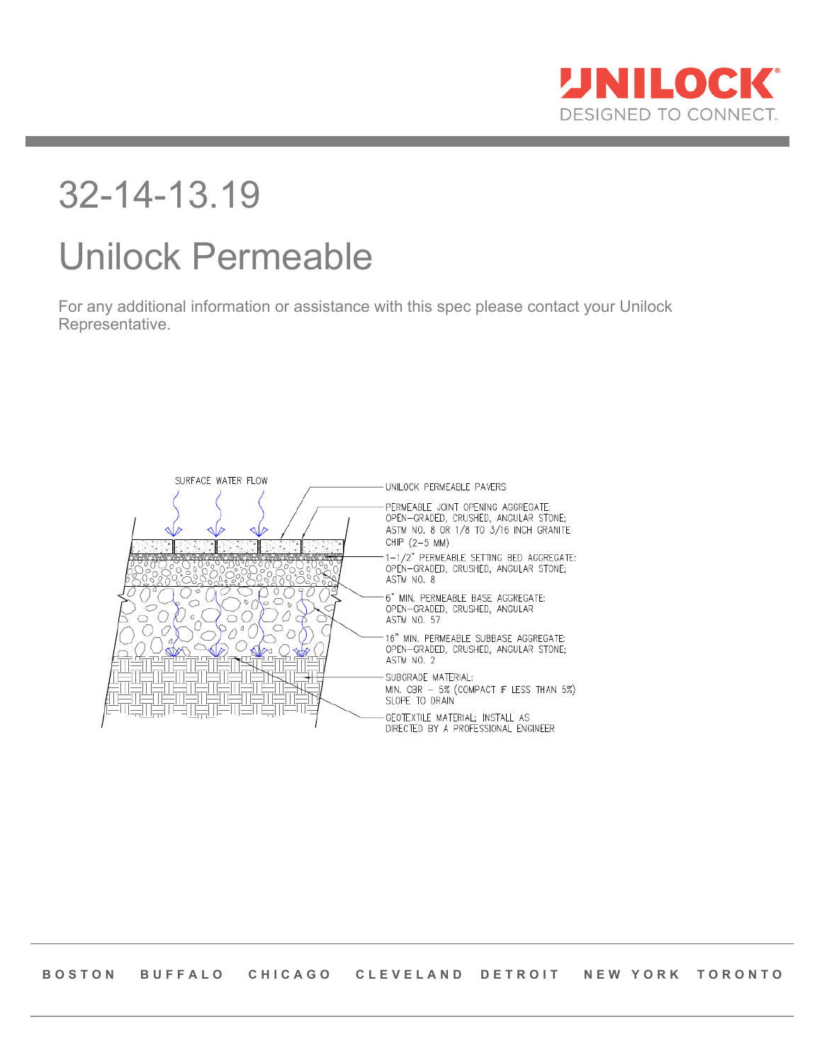# 32-14-13.19

# Unilock Permeable

For any additional information or assistance with this spec please contact your Unilock Representative.

SURFACE WATER FLOW

UNILOCK PERMEABLE PAVERS

PERMEABLE JOINT OPENING AGGREGATE: OPEN–GRADED, CRUSHED, ANGULAR STONE; ASTM NO. 8 OR 1/8 TO 3/16 INCH GRANITE CHIP (2–5 MM)

1-1/2" PERMEABLE SETTING BED AGGREGATE: OPEN–GRADED, CRUSHED, ANGULAR STONE; ASTM NO. 8

6" MIN. PERMEABLE BASE AGGREGATE: OPEN–GRADED, CRUSHED, ANGULAR ASTM NO. 57

16" MIN. PERMEABLE SUBBASE AGGREGATE: OPEN–GRADED, CRUSHED, ANGULAR STONE; ASTM NO. 2

SUBGRADE MATERIAL: MIN. CBR – 5% (COMPACT IF LESS THAN 5%) SLOPE TO DRAIN

GEOTEXTILE MATERIAL; INSTALL AS DIRECTED BY A PROFESSIONAL ENGINEER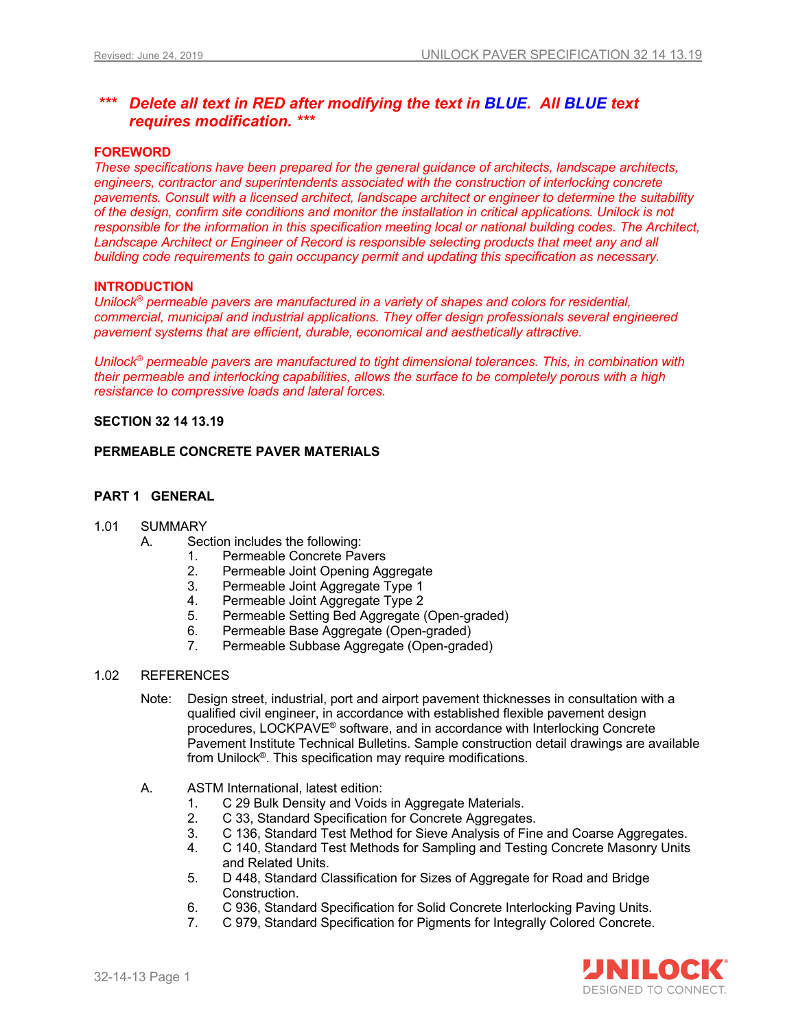***Delete all text in RED after modifying the text in BLUE. All BLUE text requires modification.***

**FOREWORD**

*These specifications have been prepared for the general guidance of architects, landscape architects, engineers, contractor and superintendents associated with the construction of interlocking concrete pavements. Consult with a licensed architect, landscape architect or engineer to determine the suitability of the design, confirm site conditions and monitor the installation in critical applications. Unilock is not responsible for the information in this specification meeting local or national building codes. The Architect, Landscape Architect or Engineer of Record is responsible selecting products that meet any and all building code requirements to gain occupancy permit and updating this specification as necessary.*

**INTRODUCTION**

*Unilock® permeable pavers are manufactured in a variety of shapes and colors for residential, commercial, municipal and industrial applications. They offer design professionals several engineered pavement systems that are efficient, durable, economical and aesthetically attractive.*

*Unilock® permeable pavers are manufactured to tight dimensional tolerances. This, in combination with their permeable and interlocking capabilities, allows the surface to be completely porous with a high resistance to compressive loads and lateral forces.*

**SECTION 32 14 13.19**

**PERMEABLE CONCRETE PAVER MATERIALS**

**PART 1 GENERAL**

1.01 SUMMARY

A. Section includes the following:
   1. Permeable Concrete Pavers
   2. Permeable Joint Opening Aggregate
   3. Permeable Joint Aggregate Type 1
   4. Permeable Joint Aggregate Type 2
   5. Permeable Setting Bed Aggregate (Open-graded)
   6. Permeable Base Aggregate (Open-graded)
   7. Permeable Subbase Aggregate (Open-graded)

1.02 REFERENCES

Note: Design street, industrial, port and airport pavement thicknesses in consultation with a qualified civil engineer, in accordance with established flexible pavement design procedures, LOCKPAVE® software, and in accordance with Interlocking Concrete Pavement Institute Technical Bulletins. Sample construction detail drawings are available from Unilock®. This specification may require modifications.

A. ASTM International, latest edition:
   1. C 29 Bulk Density and Voids in Aggregate Materials.
   2. C 33, Standard Specification for Concrete Aggregates.
   3. C 136, Standard Test Method for Sieve Analysis of Fine and Coarse Aggregates.
   4. C 140, Standard Test Methods for Sampling and Testing Concrete Masonry Units and Related Units.
   5. D 448, Standard Classification for Sizes of Aggregate for Road and Bridge Construction.
   6. C 936, Standard Specification for Solid Concrete Interlocking Paving Units.
   7. C 979, Standard Specification for Pigments for Integrally Colored Concrete.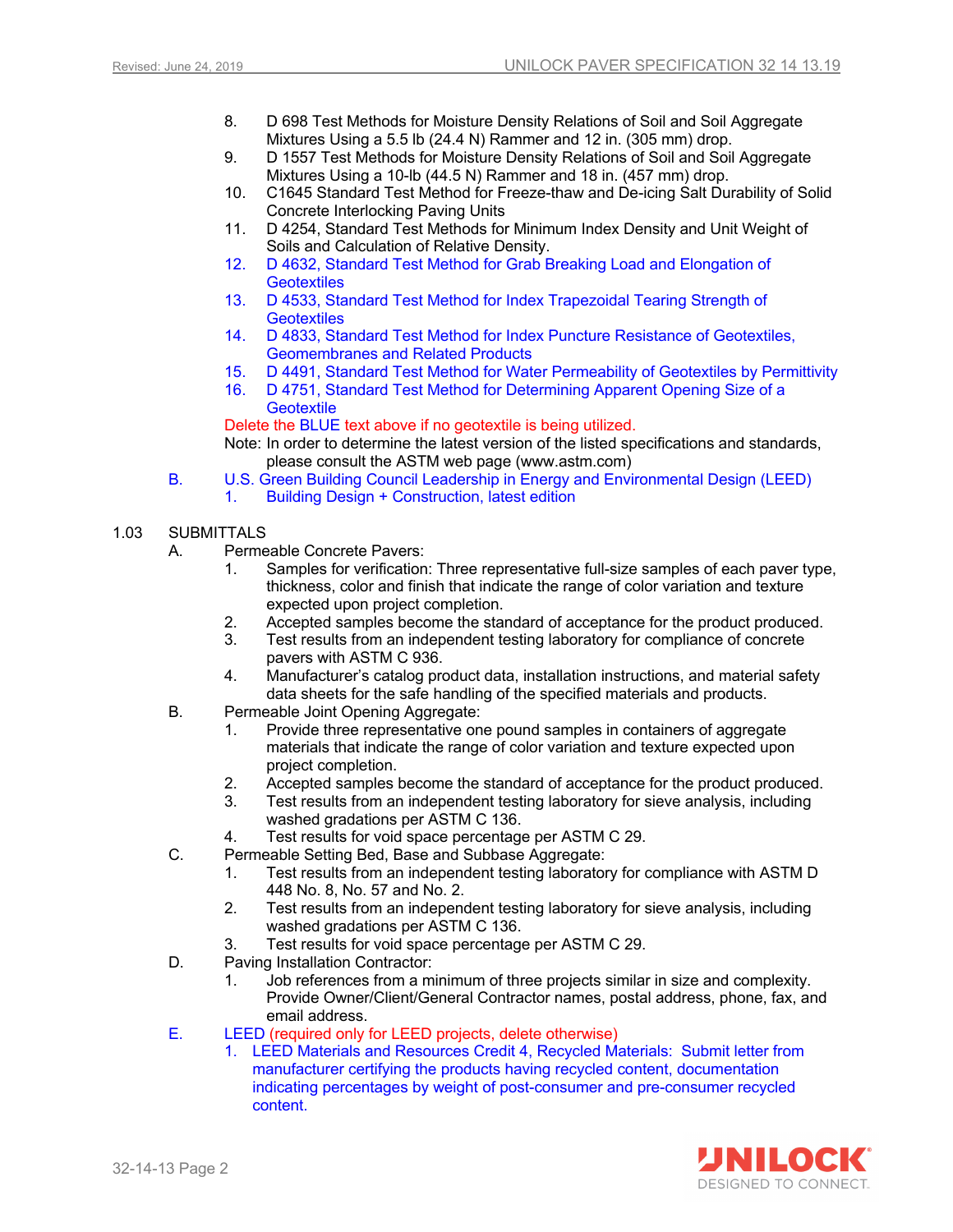8. D 698 Test Methods for Moisture Density Relations of Soil and Soil Aggregate Mixtures Using a 5.5 lb (24.4 N) Rammer and 12 in. (305 mm) drop.
9. D 1557 Test Methods for Moisture Density Relations of Soil and Soil Aggregate Mixtures Using a 10-lb (44.5 N) Rammer and 18 in. (457 mm) drop.
10. C1645 Standard Test Method for Freeze-thaw and De-icing Salt Durability of Solid Concrete Interlocking Paving Units
11. D 4254, Standard Test Methods for Minimum Index Density and Unit Weight of Soils and Calculation of Relative Density.
12. D 4632, Standard Test Method for Grab Breaking Load and Elongation of Geotextiles
13. D 4533, Standard Test Method for Index Trapezoidal Tearing Strength of Geotextiles
14. D 4833, Standard Test Method for Index Puncture Resistance of Geotextiles, Geomembranes and Related Products
15. D 4491, Standard Test Method for Water Permeability of Geotextiles by Permittivity
16. D 4751, Standard Test Method for Determining Apparent Opening Size of a Geotextile

Delete the BLUE text above if no geotextile is being utilized.

Note: In order to determine the latest version of the listed specifications and standards, please consult the ASTM web page (www.astm.com)

B. U.S. Green Building Council Leadership in Energy and Environmental Design (LEED)
   1. Building Design + Construction, latest edition

## 1.03 SUBMITTALS

A. Permeable Concrete Pavers:
   1. Samples for verification: Three representative full-size samples of each paver type, thickness, color and finish that indicate the range of color variation and texture expected upon project completion.
   2. Accepted samples become the standard of acceptance for the product produced.
   3. Test results from an independent testing laboratory for compliance of concrete pavers with ASTM C 936.
   4. Manufacturer's catalog product data, installation instructions, and material safety data sheets for the safe handling of the specified materials and products.

B. Permeable Joint Opening Aggregate:
   1. Provide three representative one pound samples in containers of aggregate materials that indicate the range of color variation and texture expected upon project completion.
   2. Accepted samples become the standard of acceptance for the product produced.
   3. Test results from an independent testing laboratory for sieve analysis, including washed gradations per ASTM C 136.
   4. Test results for void space percentage per ASTM C 29.

C. Permeable Setting Bed, Base and Subbase Aggregate:
   1. Test results from an independent testing laboratory for compliance with ASTM D 448 No. 8, No. 57 and No. 2.
   2. Test results from an independent testing laboratory for sieve analysis, including washed gradations per ASTM C 136.
   3. Test results for void space percentage per ASTM C 29.

D. Paving Installation Contractor:
   1. Job references from a minimum of three projects similar in size and complexity. Provide Owner/Client/General Contractor names, postal address, phone, fax, and email address.

E. LEED (required only for LEED projects, delete otherwise)
   1. LEED Materials and Resources Credit 4, Recycled Materials: Submit letter from manufacturer certifying the products having recycled content, documentation indicating percentages by weight of post-consumer and pre-consumer recycled content.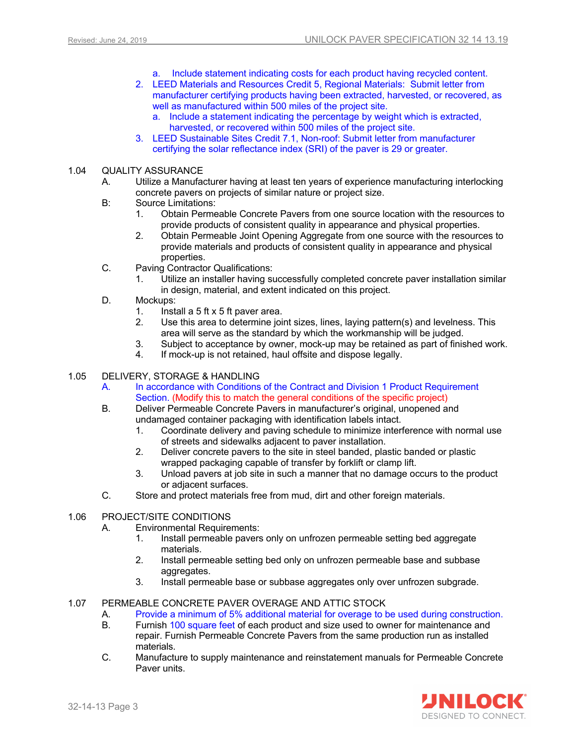a. Include statement indicating costs for each product having recycled content.
2. LEED Materials and Resources Credit 5, Regional Materials: Submit letter from manufacturer certifying products having been extracted, harvested, or recovered, as well as manufactured within 500 miles of the project site.
   a. Include a statement indicating the percentage by weight which is extracted, harvested, or recovered within 500 miles of the project site.
3. LEED Sustainable Sites Credit 7.1, Non-roof: Submit letter from manufacturer certifying the solar reflectance index (SRI) of the paver is 29 or greater.

## 1.04 QUALITY ASSURANCE

A. Utilize a Manufacturer having at least ten years of experience manufacturing interlocking concrete pavers on projects of similar nature or project size.

B: Source Limitations:
   1. Obtain Permeable Concrete Pavers from one source location with the resources to provide products of consistent quality in appearance and physical properties.
   2. Obtain Permeable Joint Opening Aggregate from one source with the resources to provide materials and products of consistent quality in appearance and physical properties.

C. Paving Contractor Qualifications:
   1. Utilize an installer having successfully completed concrete paver installation similar in design, material, and extent indicated on this project.

D. Mockups:
   1. Install a 5 ft x 5 ft paver area.
   2. Use this area to determine joint sizes, lines, laying pattern(s) and levelness. This area will serve as the standard by which the workmanship will be judged.
   3. Subject to acceptance by owner, mock-up may be retained as part of finished work.
   4. If mock-up is not retained, haul offsite and dispose legally.

## 1.05 DELIVERY, STORAGE & HANDLING

A. In accordance with Conditions of the Contract and Division 1 Product Requirement Section. (Modify this to match the general conditions of the specific project)

B. Deliver Permeable Concrete Pavers in manufacturer's original, unopened and undamaged container packaging with identification labels intact.
   1. Coordinate delivery and paving schedule to minimize interference with normal use of streets and sidewalks adjacent to paver installation.
   2. Deliver concrete pavers to the site in steel banded, plastic banded or plastic wrapped packaging capable of transfer by forklift or clamp lift.
   3. Unload pavers at job site in such a manner that no damage occurs to the product or adjacent surfaces.

C. Store and protect materials free from mud, dirt and other foreign materials.

## 1.06 PROJECT/SITE CONDITIONS

A. Environmental Requirements:
   1. Install permeable pavers only on unfrozen permeable setting bed aggregate materials.
   2. Install permeable setting bed only on unfrozen permeable base and subbase aggregates.
   3. Install permeable base or subbase aggregates only over unfrozen subgrade.

## 1.07 PERMEABLE CONCRETE PAVER OVERAGE AND ATTIC STOCK

A. Provide a minimum of 5% additional material for overage to be used during construction.

B. Furnish 100 square feet of each product and size used to owner for maintenance and repair. Furnish Permeable Concrete Pavers from the same production run as installed materials.

C. Manufacture to supply maintenance and reinstatement manuals for Permeable Concrete Paver units.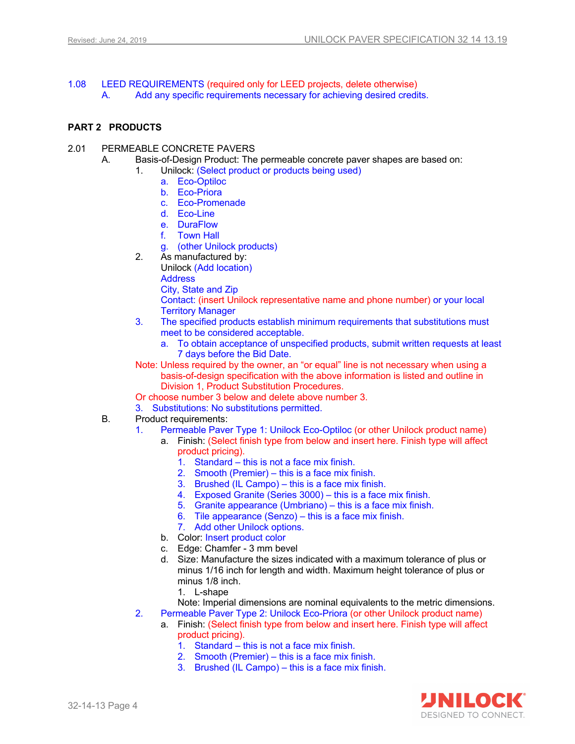1.08 LEED REQUIREMENTS (required only for LEED projects, delete otherwise)

A. Add any specific requirements necessary for achieving desired credits.

## PART 2 PRODUCTS

2.01 PERMEABLE CONCRETE PAVERS

A. Basis-of-Design Product: The permeable concrete paver shapes are based on:

1. Unilock: (Select product or products being used)
   a. Eco-Optiloc
   b. Eco-Priora
   c. Eco-Promenade
   d. Eco-Line
   e. DuraFlow
   f. Town Hall
   g. (other Unilock products)
2. As manufactured by:
   Unilock (Add location)
   Address
   City, State and Zip
   Contact: (insert Unilock representative name and phone number) or your local Territory Manager
3. The specified products establish minimum requirements that substitutions must meet to be considered acceptable.
   a. To obtain acceptance of unspecified products, submit written requests at least 7 days before the Bid Date.

Note: Unless required by the owner, an “or equal” line is not necessary when using a basis-of-design specification with the above information is listed and outline in Division 1, Product Substitution Procedures.

Or choose number 3 below and delete above number 3.

3. Substitutions: No substitutions permitted.

B. Product requirements:

1. Permeable Paver Type 1: Unilock Eco-Optiloc (or other Unilock product name)
   a. Finish: (Select finish type from below and insert here. Finish type will affect product pricing).
      1. Standard – this is not a face mix finish.
      2. Smooth (Premier) – this is a face mix finish.
      3. Brushed (IL Campo) – this is a face mix finish.
      4. Exposed Granite (Series 3000) – this is a face mix finish.
      5. Granite appearance (Umbriano) – this is a face mix finish.
      6. Tile appearance (Senzo) – this is a face mix finish.
      7. Add other Unilock options.
   b. Color: Insert product color
   c. Edge: Chamfer - 3 mm bevel
   d. Size: Manufacture the sizes indicated with a maximum tolerance of plus or minus 1/16 inch for length and width. Maximum height tolerance of plus or minus 1/8 inch.
      1. L-shape

      Note: Imperial dimensions are nominal equivalents to the metric dimensions.
2. Permeable Paver Type 2: Unilock Eco-Priora (or other Unilock product name)
   a. Finish: (Select finish type from below and insert here. Finish type will affect product pricing).
      1. Standard – this is not a face mix finish.
      2. Smooth (Premier) – this is a face mix finish.
      3. Brushed (IL Campo) – this is a face mix finish.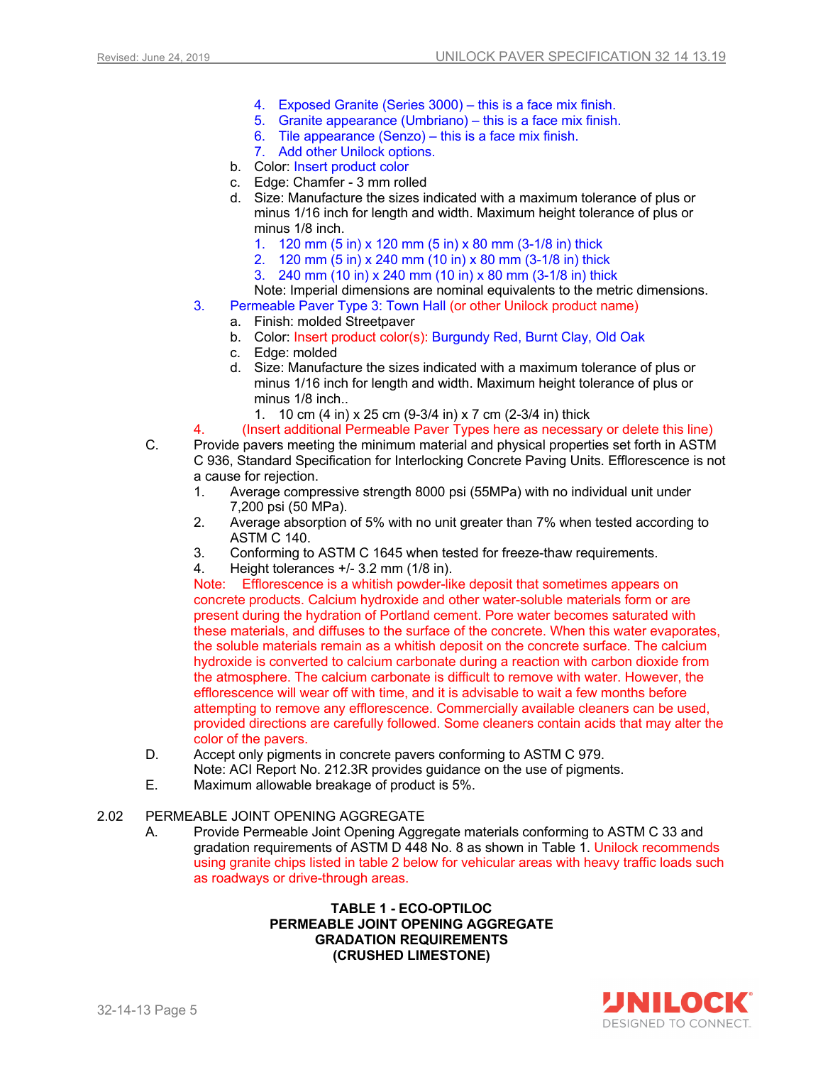4. Exposed Granite (Series 3000) – this is a face mix finish.
5. Granite appearance (Umbriano) – this is a face mix finish.
6. Tile appearance (Senzo) – this is a face mix finish.
7. Add other Unilock options.

b. Color: Insert product color

c. Edge: Chamfer - 3 mm rolled

d. Size: Manufacture the sizes indicated with a maximum tolerance of plus or minus 1/16 inch for length and width. Maximum height tolerance of plus or minus 1/8 inch.

1. 120 mm (5 in) x 120 mm (5 in) x 80 mm (3-1/8 in) thick
2. 120 mm (5 in) x 240 mm (10 in) x 80 mm (3-1/8 in) thick
3. 240 mm (10 in) x 240 mm (10 in) x 80 mm (3-1/8 in) thick

Note: Imperial dimensions are nominal equivalents to the metric dimensions.

3. Permeable Paver Type 3: Town Hall (or other Unilock product name)

a. Finish: molded Streetpaver

b. Color: Insert product color(s): Burgundy Red, Burnt Clay, Old Oak

c. Edge: molded

d. Size: Manufacture the sizes indicated with a maximum tolerance of plus or minus 1/16 inch for length and width. Maximum height tolerance of plus or minus 1/8 inch..

1. 10 cm (4 in) x 25 cm (9-3/4 in) x 7 cm (2-3/4 in) thick

4. (Insert additional Permeable Paver Types here as necessary or delete this line)

C. Provide pavers meeting the minimum material and physical properties set forth in ASTM C 936, Standard Specification for Interlocking Concrete Paving Units. Efflorescence is not a cause for rejection.

1. Average compressive strength 8000 psi (55MPa) with no individual unit under 7,200 psi (50 MPa).
2. Average absorption of 5% with no unit greater than 7% when tested according to ASTM C 140.
3. Conforming to ASTM C 1645 when tested for freeze-thaw requirements.
4. Height tolerances +/- 3.2 mm (1/8 in).

Note: Efflorescence is a whitish powder-like deposit that sometimes appears on concrete products. Calcium hydroxide and other water-soluble materials form or are present during the hydration of Portland cement. Pore water becomes saturated with these materials, and diffuses to the surface of the concrete. When this water evaporates, the soluble materials remain as a whitish deposit on the concrete surface. The calcium hydroxide is converted to calcium carbonate during a reaction with carbon dioxide from the atmosphere. The calcium carbonate is difficult to remove with water. However, the efflorescence will wear off with time, and it is advisable to wait a few months before attempting to remove any efflorescence. Commercially available cleaners can be used, provided directions are carefully followed. Some cleaners contain acids that may alter the color of the pavers.

D. Accept only pigments in concrete pavers conforming to ASTM C 979.
Note: ACI Report No. 212.3R provides guidance on the use of pigments.

E. Maximum allowable breakage of product is 5%.

## 2.02 PERMEABLE JOINT OPENING AGGREGATE

A. Provide Permeable Joint Opening Aggregate materials conforming to ASTM C 33 and gradation requirements of ASTM D 448 No. 8 as shown in Table 1. Unilock recommends using granite chips listed in table 2 below for vehicular areas with heavy traffic loads such as roadways or drive-through areas.

**TABLE 1 - ECO-OPTILOC**
**PERMEABLE JOINT OPENING AGGREGATE**
**GRADATION REQUIREMENTS**
**(CRUSHED LIMESTONE)**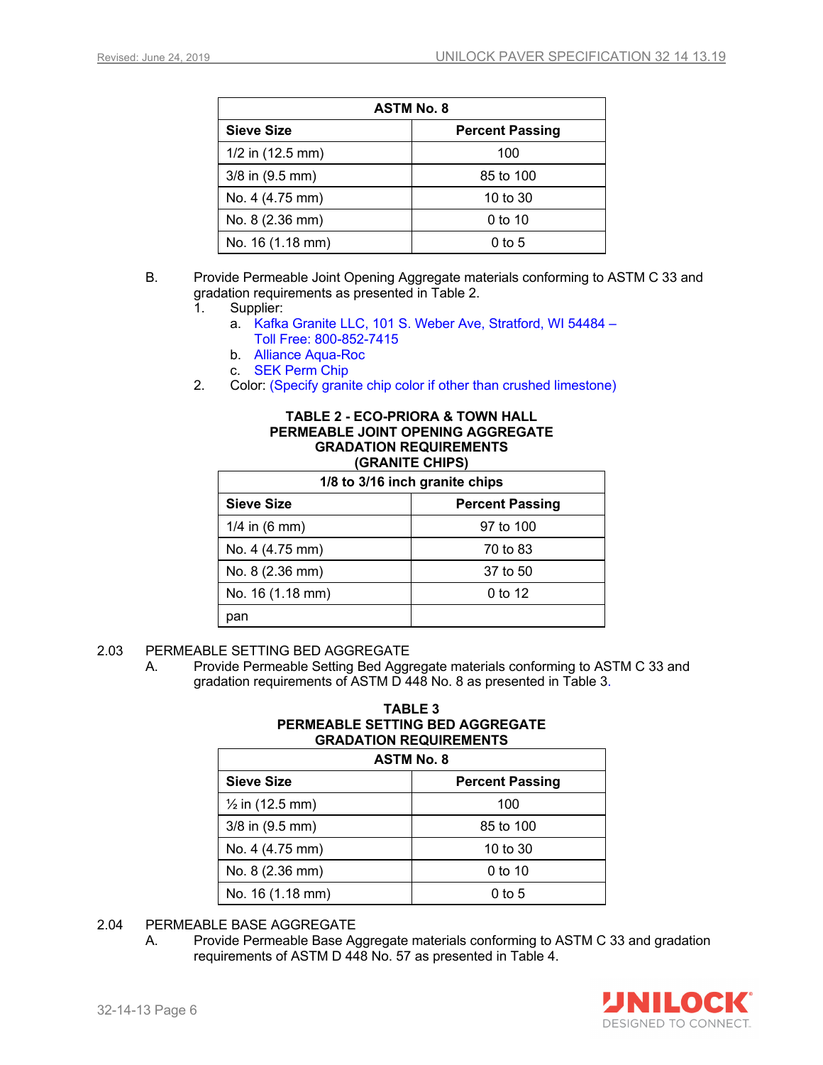| ASTM No. 8 | |
|---|---|
| **Sieve Size** | **Percent Passing** |
| 1/2 in (12.5 mm) | 100 |
| 3/8 in (9.5 mm) | 85 to 100 |
| No. 4 (4.75 mm) | 10 to 30 |
| No. 8 (2.36 mm) | 0 to 10 |
| No. 16 (1.18 mm) | 0 to 5 |

B. Provide Permeable Joint Opening Aggregate materials conforming to ASTM C 33 and gradation requirements as presented in Table 2.
   1. Supplier:
      a. Kafka Granite LLC, 101 S. Weber Ave, Stratford, WI 54484 – Toll Free: 800-852-7415
      b. Alliance Aqua-Roc
      c. SEK Perm Chip
   2. Color: (Specify granite chip color if other than crushed limestone)

**TABLE 2 - ECO-PRIORA & TOWN HALL PERMEABLE JOINT OPENING AGGREGATE GRADATION REQUIREMENTS (GRANITE CHIPS)**

| 1/8 to 3/16 inch granite chips | |
|---|---|
| **Sieve Size** | **Percent Passing** |
| 1/4 in (6 mm) | 97 to 100 |
| No. 4 (4.75 mm) | 70 to 83 |
| No. 8 (2.36 mm) | 37 to 50 |
| No. 16 (1.18 mm) | 0 to 12 |
| pan | |

2.03 PERMEABLE SETTING BED AGGREGATE

A. Provide Permeable Setting Bed Aggregate materials conforming to ASTM C 33 and gradation requirements of ASTM D 448 No. 8 as presented in Table 3.

**TABLE 3 PERMEABLE SETTING BED AGGREGATE GRADATION REQUIREMENTS**

| ASTM No. 8 | |
|---|---|
| **Sieve Size** | **Percent Passing** |
| ½ in (12.5 mm) | 100 |
| 3/8 in (9.5 mm) | 85 to 100 |
| No. 4 (4.75 mm) | 10 to 30 |
| No. 8 (2.36 mm) | 0 to 10 |
| No. 16 (1.18 mm) | 0 to 5 |

2.04 PERMEABLE BASE AGGREGATE

A. Provide Permeable Base Aggregate materials conforming to ASTM C 33 and gradation requirements of ASTM D 448 No. 57 as presented in Table 4.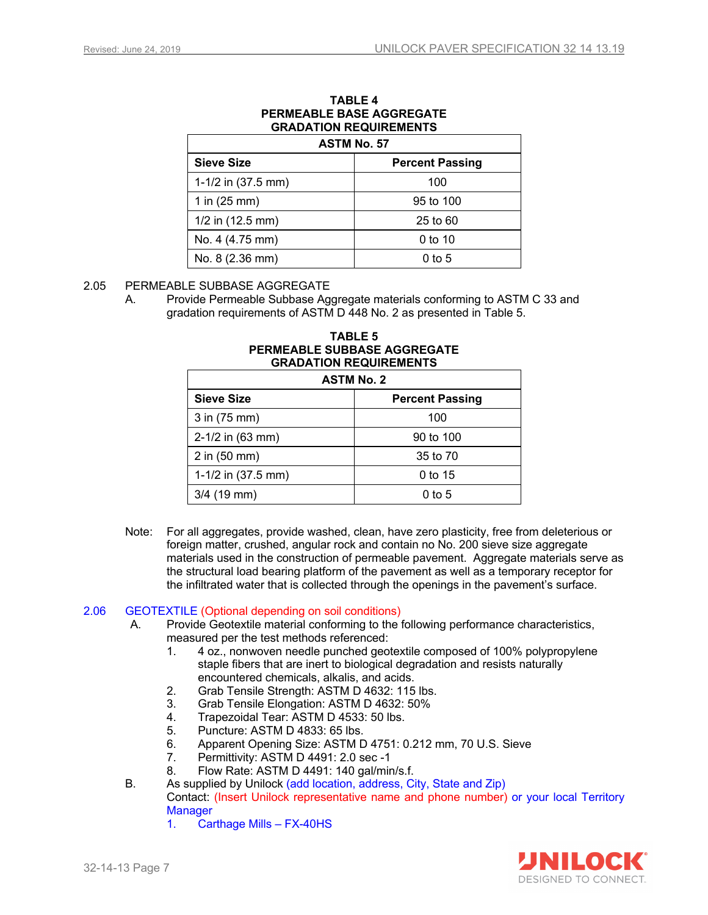**TABLE 4**
**PERMEABLE BASE AGGREGATE**
**GRADATION REQUIREMENTS**

| ASTM No. 57 | |
|---|---|
| **Sieve Size** | **Percent Passing** |
| 1-1/2 in (37.5 mm) | 100 |
| 1 in (25 mm) | 95 to 100 |
| 1/2 in (12.5 mm) | 25 to 60 |
| No. 4 (4.75 mm) | 0 to 10 |
| No. 8 (2.36 mm) | 0 to 5 |

2.05 PERMEABLE SUBBASE AGGREGATE

A. Provide Permeable Subbase Aggregate materials conforming to ASTM C 33 and gradation requirements of ASTM D 448 No. 2 as presented in Table 5.

**TABLE 5**
**PERMEABLE SUBBASE AGGREGATE**
**GRADATION REQUIREMENTS**

| ASTM No. 2 | |
|---|---|
| **Sieve Size** | **Percent Passing** |
| 3 in (75 mm) | 100 |
| 2-1/2 in (63 mm) | 90 to 100 |
| 2 in (50 mm) | 35 to 70 |
| 1-1/2 in (37.5 mm) | 0 to 15 |
| 3/4 (19 mm) | 0 to 5 |

Note: For all aggregates, provide washed, clean, have zero plasticity, free from deleterious or foreign matter, crushed, angular rock and contain no No. 200 sieve size aggregate materials used in the construction of permeable pavement. Aggregate materials serve as the structural load bearing platform of the pavement as well as a temporary receptor for the infiltrated water that is collected through the openings in the pavement's surface.

2.06 GEOTEXTILE (Optional depending on soil conditions)

A. Provide Geotextile material conforming to the following performance characteristics, measured per the test methods referenced:
   1. 4 oz., nonwoven needle punched geotextile composed of 100% polypropylene staple fibers that are inert to biological degradation and resists naturally encountered chemicals, alkalis, and acids.
   2. Grab Tensile Strength: ASTM D 4632: 115 lbs.
   3. Grab Tensile Elongation: ASTM D 4632: 50%
   4. Trapezoidal Tear: ASTM D 4533: 50 lbs.
   5. Puncture: ASTM D 4833: 65 lbs.
   6. Apparent Opening Size: ASTM D 4751: 0.212 mm, 70 U.S. Sieve
   7. Permittivity: ASTM D 4491: 2.0 sec -1
   8. Flow Rate: ASTM D 4491: 140 gal/min/s.f.

B. As supplied by Unilock (add location, address, City, State and Zip)
   Contact: (Insert Unilock representative name and phone number) or your local Territory Manager
   1. Carthage Mills – FX-40HS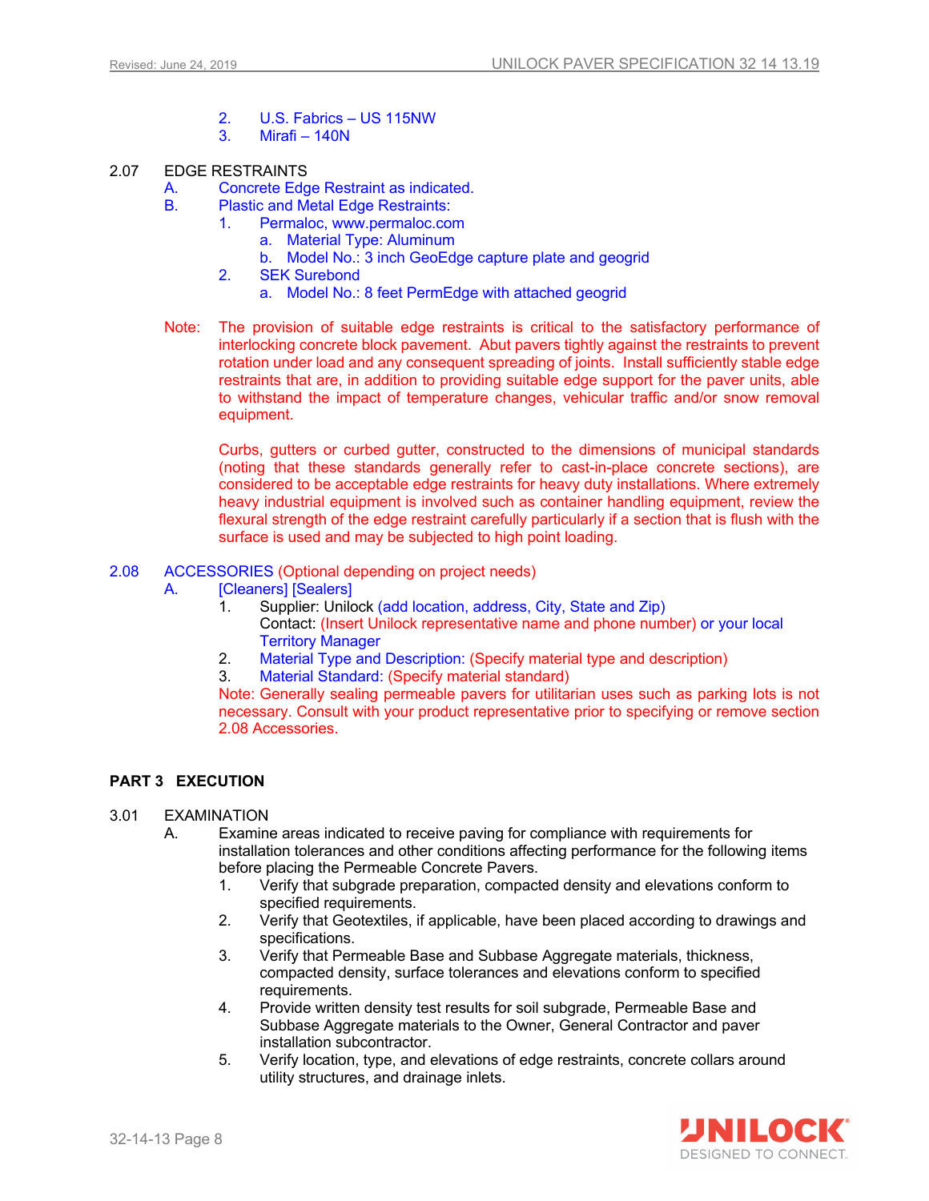2. U.S. Fabrics – US 115NW
3. Mirafi – 140N

2.07 EDGE RESTRAINTS

A. Concrete Edge Restraint as indicated.

B. Plastic and Metal Edge Restraints:

1. Permaloc, www.permaloc.com
    a. Material Type: Aluminum
    b. Model No.: 3 inch GeoEdge capture plate and geogrid
2. SEK Surebond
    a. Model No.: 8 feet PermEdge with attached geogrid

Note: The provision of suitable edge restraints is critical to the satisfactory performance of interlocking concrete block pavement. Abut pavers tightly against the restraints to prevent rotation under load and any consequent spreading of joints. Install sufficiently stable edge restraints that are, in addition to providing suitable edge support for the paver units, able to withstand the impact of temperature changes, vehicular traffic and/or snow removal equipment.

Curbs, gutters or curbed gutter, constructed to the dimensions of municipal standards (noting that these standards generally refer to cast-in-place concrete sections), are considered to be acceptable edge restraints for heavy duty installations. Where extremely heavy industrial equipment is involved such as container handling equipment, review the flexural strength of the edge restraint carefully particularly if a section that is flush with the surface is used and may be subjected to high point loading.

2.08 ACCESSORIES (Optional depending on project needs)

A. [Cleaners] [Sealers]

1. Supplier: Unilock (add location, address, City, State and Zip)
   Contact: (Insert Unilock representative name and phone number) or your local Territory Manager
2. Material Type and Description: (Specify material type and description)
3. Material Standard: (Specify material standard)

Note: Generally sealing permeable pavers for utilitarian uses such as parking lots is not necessary. Consult with your product representative prior to specifying or remove section 2.08 Accessories.

## PART 3 EXECUTION

3.01 EXAMINATION

A. Examine areas indicated to receive paving for compliance with requirements for installation tolerances and other conditions affecting performance for the following items before placing the Permeable Concrete Pavers.

1. Verify that subgrade preparation, compacted density and elevations conform to specified requirements.
2. Verify that Geotextiles, if applicable, have been placed according to drawings and specifications.
3. Verify that Permeable Base and Subbase Aggregate materials, thickness, compacted density, surface tolerances and elevations conform to specified requirements.
4. Provide written density test results for soil subgrade, Permeable Base and Subbase Aggregate materials to the Owner, General Contractor and paver installation subcontractor.
5. Verify location, type, and elevations of edge restraints, concrete collars around utility structures, and drainage inlets.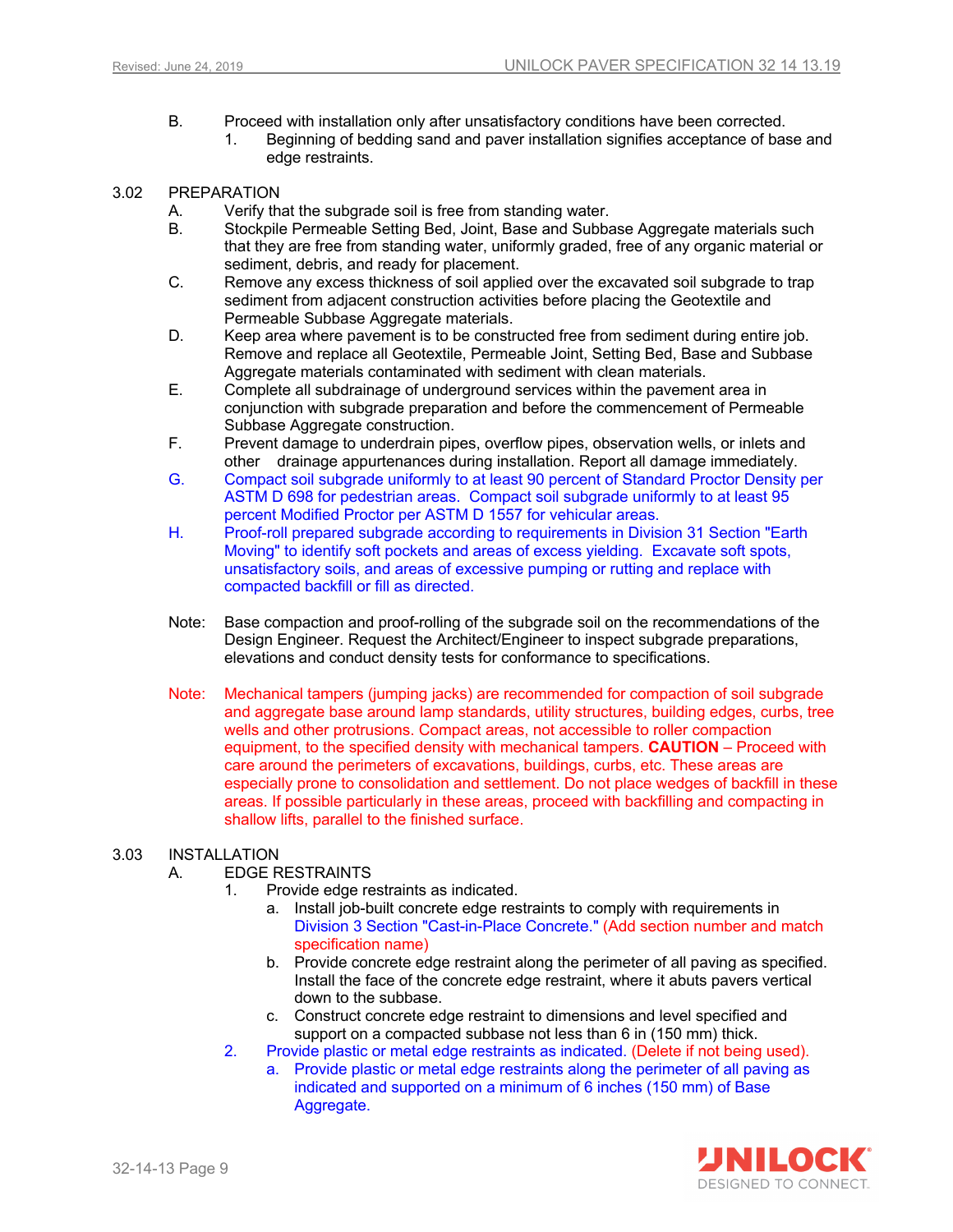B. Proceed with installation only after unsatisfactory conditions have been corrected.
   1. Beginning of bedding sand and paver installation signifies acceptance of base and edge restraints.

3.02 PREPARATION

A. Verify that the subgrade soil is free from standing water.

B. Stockpile Permeable Setting Bed, Joint, Base and Subbase Aggregate materials such that they are free from standing water, uniformly graded, free of any organic material or sediment, debris, and ready for placement.

C. Remove any excess thickness of soil applied over the excavated soil subgrade to trap sediment from adjacent construction activities before placing the Geotextile and Permeable Subbase Aggregate materials.

D. Keep area where pavement is to be constructed free from sediment during entire job. Remove and replace all Geotextile, Permeable Joint, Setting Bed, Base and Subbase Aggregate materials contaminated with sediment with clean materials.

E. Complete all subdrainage of underground services within the pavement area in conjunction with subgrade preparation and before the commencement of Permeable Subbase Aggregate construction.

F. Prevent damage to underdrain pipes, overflow pipes, observation wells, or inlets and other drainage appurtenances during installation. Report all damage immediately.

G. Compact soil subgrade uniformly to at least 90 percent of Standard Proctor Density per ASTM D 698 for pedestrian areas. Compact soil subgrade uniformly to at least 95 percent Modified Proctor per ASTM D 1557 for vehicular areas.

H. Proof-roll prepared subgrade according to requirements in Division 31 Section "Earth Moving" to identify soft pockets and areas of excess yielding. Excavate soft spots, unsatisfactory soils, and areas of excessive pumping or rutting and replace with compacted backfill or fill as directed.

Note: Base compaction and proof-rolling of the subgrade soil on the recommendations of the Design Engineer. Request the Architect/Engineer to inspect subgrade preparations, elevations and conduct density tests for conformance to specifications.

Note: Mechanical tampers (jumping jacks) are recommended for compaction of soil subgrade and aggregate base around lamp standards, utility structures, building edges, curbs, tree wells and other protrusions. Compact areas, not accessible to roller compaction equipment, to the specified density with mechanical tampers. **CAUTION** – Proceed with care around the perimeters of excavations, buildings, curbs, etc. These areas are especially prone to consolidation and settlement. Do not place wedges of backfill in these areas. If possible particularly in these areas, proceed with backfilling and compacting in shallow lifts, parallel to the finished surface.

3.03 INSTALLATION

A. EDGE RESTRAINTS
   1. Provide edge restraints as indicated.
      a. Install job-built concrete edge restraints to comply with requirements in Division 3 Section "Cast-in-Place Concrete." (Add section number and match specification name)
      b. Provide concrete edge restraint along the perimeter of all paving as specified. Install the face of the concrete edge restraint, where it abuts pavers vertical down to the subbase.
      c. Construct concrete edge restraint to dimensions and level specified and support on a compacted subbase not less than 6 in (150 mm) thick.
   2. Provide plastic or metal edge restraints as indicated. (Delete if not being used).
      a. Provide plastic or metal edge restraints along the perimeter of all paving as indicated and supported on a minimum of 6 inches (150 mm) of Base Aggregate.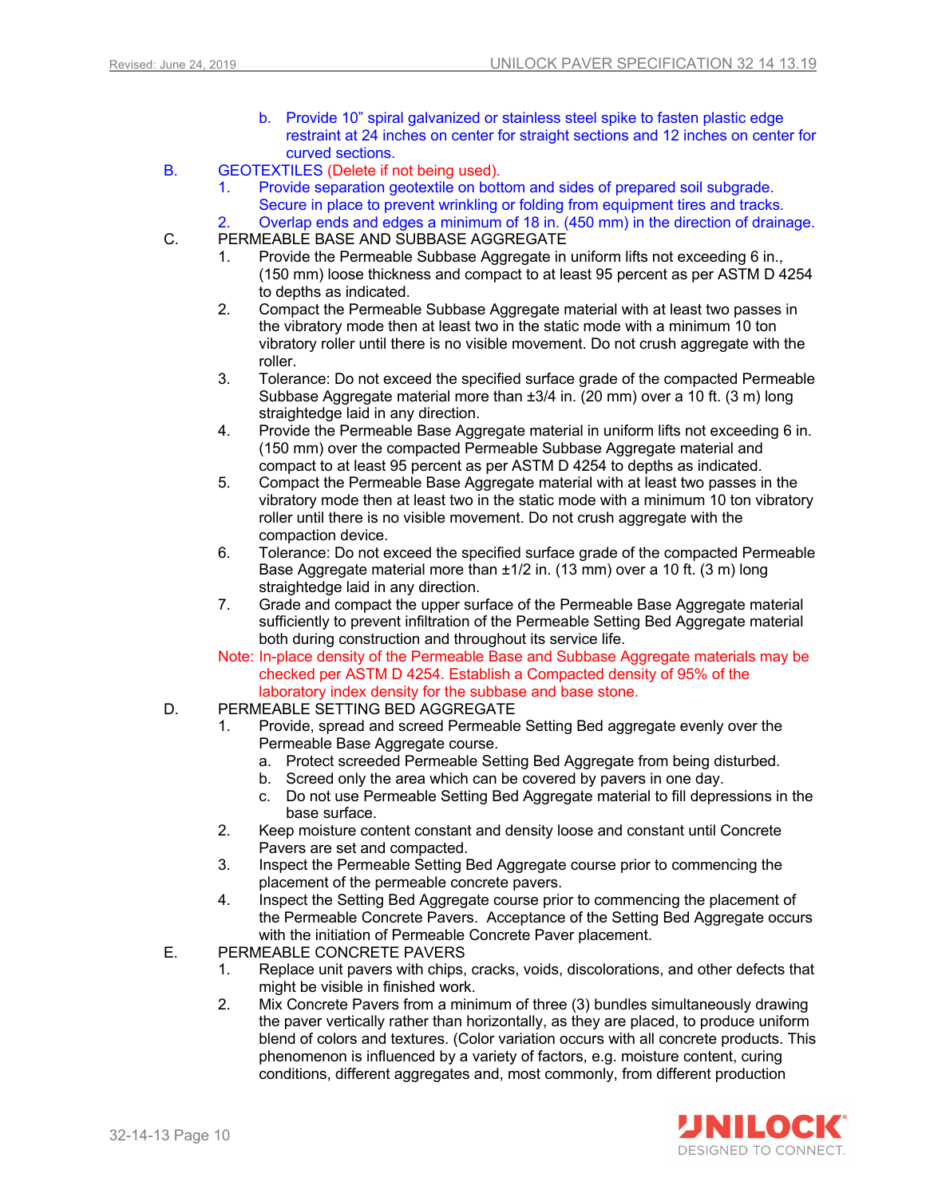b. Provide 10" spiral galvanized or stainless steel spike to fasten plastic edge restraint at 24 inches on center for straight sections and 12 inches on center for curved sections.

B. GEOTEXTILES (Delete if not being used).

1. Provide separation geotextile on bottom and sides of prepared soil subgrade. Secure in place to prevent wrinkling or folding from equipment tires and tracks.
2. Overlap ends and edges a minimum of 18 in. (450 mm) in the direction of drainage.

C. PERMEABLE BASE AND SUBBASE AGGREGATE

1. Provide the Permeable Subbase Aggregate in uniform lifts not exceeding 6 in., (150 mm) loose thickness and compact to at least 95 percent as per ASTM D 4254 to depths as indicated.
2. Compact the Permeable Subbase Aggregate material with at least two passes in the vibratory mode then at least two in the static mode with a minimum 10 ton vibratory roller until there is no visible movement. Do not crush aggregate with the roller.
3. Tolerance: Do not exceed the specified surface grade of the compacted Permeable Subbase Aggregate material more than ±3/4 in. (20 mm) over a 10 ft. (3 m) long straightedge laid in any direction.
4. Provide the Permeable Base Aggregate material in uniform lifts not exceeding 6 in. (150 mm) over the compacted Permeable Subbase Aggregate material and compact to at least 95 percent as per ASTM D 4254 to depths as indicated.
5. Compact the Permeable Base Aggregate material with at least two passes in the vibratory mode then at least two in the static mode with a minimum 10 ton vibratory roller until there is no visible movement. Do not crush aggregate with the compaction device.
6. Tolerance: Do not exceed the specified surface grade of the compacted Permeable Base Aggregate material more than ±1/2 in. (13 mm) over a 10 ft. (3 m) long straightedge laid in any direction.
7. Grade and compact the upper surface of the Permeable Base Aggregate material sufficiently to prevent infiltration of the Permeable Setting Bed Aggregate material both during construction and throughout its service life.

Note: In-place density of the Permeable Base and Subbase Aggregate materials may be checked per ASTM D 4254. Establish a Compacted density of 95% of the laboratory index density for the subbase and base stone.

D. PERMEABLE SETTING BED AGGREGATE

1. Provide, spread and screed Permeable Setting Bed aggregate evenly over the Permeable Base Aggregate course.
   a. Protect screeded Permeable Setting Bed Aggregate from being disturbed.
   b. Screed only the area which can be covered by pavers in one day.
   c. Do not use Permeable Setting Bed Aggregate material to fill depressions in the base surface.
2. Keep moisture content constant and density loose and constant until Concrete Pavers are set and compacted.
3. Inspect the Permeable Setting Bed Aggregate course prior to commencing the placement of the permeable concrete pavers.
4. Inspect the Setting Bed Aggregate course prior to commencing the placement of the Permeable Concrete Pavers. Acceptance of the Setting Bed Aggregate occurs with the initiation of Permeable Concrete Paver placement.

E. PERMEABLE CONCRETE PAVERS

1. Replace unit pavers with chips, cracks, voids, discolorations, and other defects that might be visible in finished work.
2. Mix Concrete Pavers from a minimum of three (3) bundles simultaneously drawing the paver vertically rather than horizontally, as they are placed, to produce uniform blend of colors and textures. (Color variation occurs with all concrete products. This phenomenon is influenced by a variety of factors, e.g. moisture content, curing conditions, different aggregates and, most commonly, from different production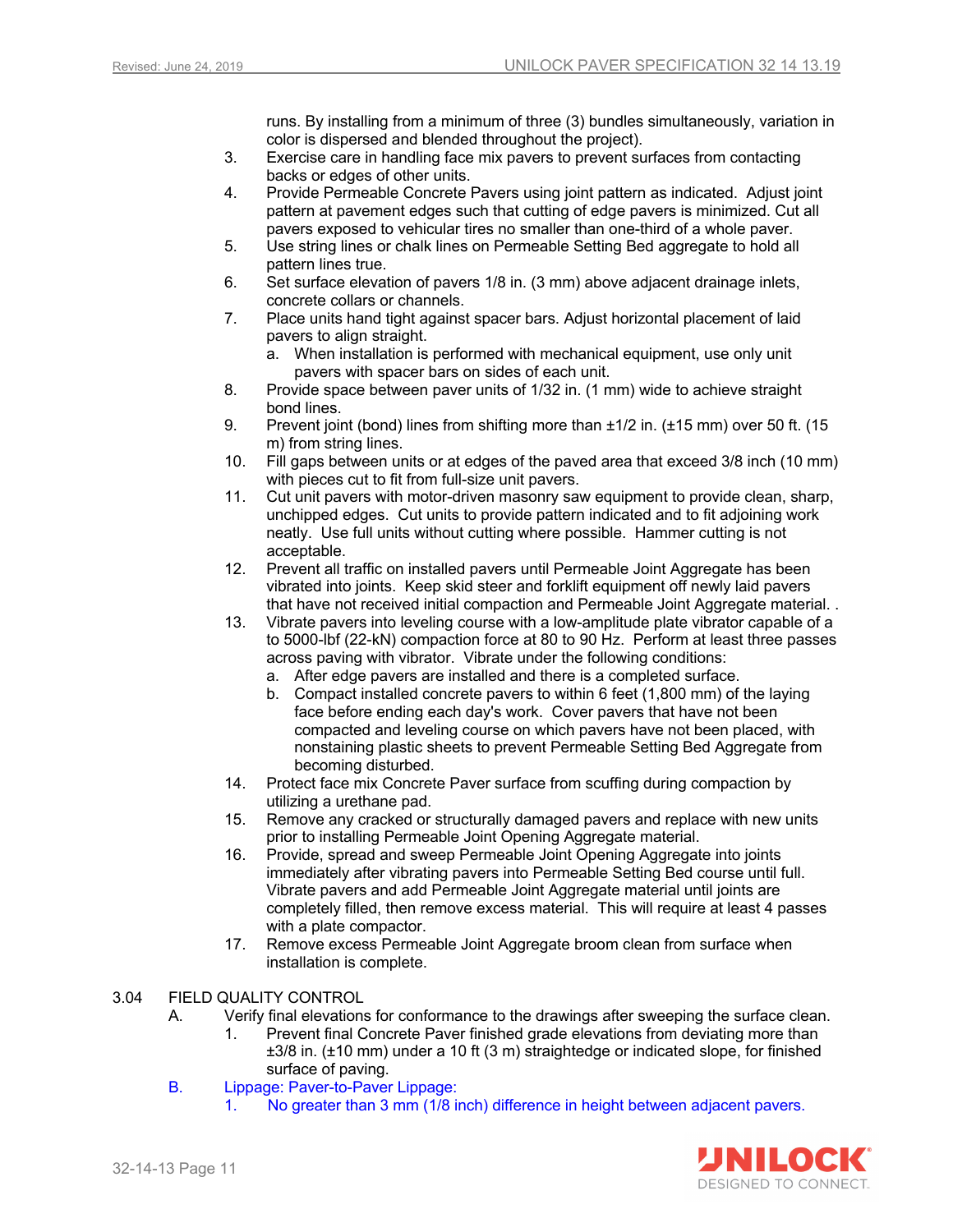runs. By installing from a minimum of three (3) bundles simultaneously, variation in color is dispersed and blended throughout the project).

3. Exercise care in handling face mix pavers to prevent surfaces from contacting backs or edges of other units.
4. Provide Permeable Concrete Pavers using joint pattern as indicated. Adjust joint pattern at pavement edges such that cutting of edge pavers is minimized. Cut all pavers exposed to vehicular tires no smaller than one-third of a whole paver.
5. Use string lines or chalk lines on Permeable Setting Bed aggregate to hold all pattern lines true.
6. Set surface elevation of pavers 1/8 in. (3 mm) above adjacent drainage inlets, concrete collars or channels.
7. Place units hand tight against spacer bars. Adjust horizontal placement of laid pavers to align straight.
   a. When installation is performed with mechanical equipment, use only unit pavers with spacer bars on sides of each unit.
8. Provide space between paver units of 1/32 in. (1 mm) wide to achieve straight bond lines.
9. Prevent joint (bond) lines from shifting more than ±1/2 in. (±15 mm) over 50 ft. (15 m) from string lines.
10. Fill gaps between units or at edges of the paved area that exceed 3/8 inch (10 mm) with pieces cut to fit from full-size unit pavers.
11. Cut unit pavers with motor-driven masonry saw equipment to provide clean, sharp, unchipped edges. Cut units to provide pattern indicated and to fit adjoining work neatly. Use full units without cutting where possible. Hammer cutting is not acceptable.
12. Prevent all traffic on installed pavers until Permeable Joint Aggregate has been vibrated into joints. Keep skid steer and forklift equipment off newly laid pavers that have not received initial compaction and Permeable Joint Aggregate material. .
13. Vibrate pavers into leveling course with a low-amplitude plate vibrator capable of a to 5000-lbf (22-kN) compaction force at 80 to 90 Hz. Perform at least three passes across paving with vibrator. Vibrate under the following conditions:
    a. After edge pavers are installed and there is a completed surface.
    b. Compact installed concrete pavers to within 6 feet (1,800 mm) of the laying face before ending each day's work. Cover pavers that have not been compacted and leveling course on which pavers have not been placed, with nonstaining plastic sheets to prevent Permeable Setting Bed Aggregate from becoming disturbed.
14. Protect face mix Concrete Paver surface from scuffing during compaction by utilizing a urethane pad.
15. Remove any cracked or structurally damaged pavers and replace with new units prior to installing Permeable Joint Opening Aggregate material.
16. Provide, spread and sweep Permeable Joint Opening Aggregate into joints immediately after vibrating pavers into Permeable Setting Bed course until full. Vibrate pavers and add Permeable Joint Aggregate material until joints are completely filled, then remove excess material. This will require at least 4 passes with a plate compactor.
17. Remove excess Permeable Joint Aggregate broom clean from surface when installation is complete.

## 3.04 FIELD QUALITY CONTROL

A. Verify final elevations for conformance to the drawings after sweeping the surface clean.
   1. Prevent final Concrete Paver finished grade elevations from deviating more than ±3/8 in. (±10 mm) under a 10 ft (3 m) straightedge or indicated slope, for finished surface of paving.

B. Lippage: Paver-to-Paver Lippage:
   1. No greater than 3 mm (1/8 inch) difference in height between adjacent pavers.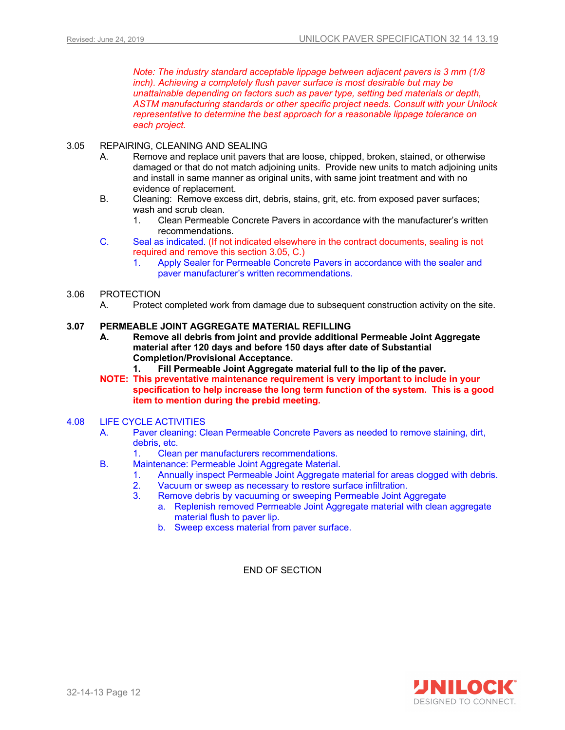*Note: The industry standard acceptable lippage between adjacent pavers is 3 mm (1/8 inch). Achieving a completely flush paver surface is most desirable but may be unattainable depending on factors such as paver type, setting bed materials or depth, ASTM manufacturing standards or other specific project needs. Consult with your Unilock representative to determine the best approach for a reasonable lippage tolerance on each project.*

3.05 REPAIRING, CLEANING AND SEALING

A. Remove and replace unit pavers that are loose, chipped, broken, stained, or otherwise damaged or that do not match adjoining units. Provide new units to match adjoining units and install in same manner as original units, with same joint treatment and with no evidence of replacement.

B. Cleaning: Remove excess dirt, debris, stains, grit, etc. from exposed paver surfaces; wash and scrub clean.

1. Clean Permeable Concrete Pavers in accordance with the manufacturer's written recommendations.

C. Seal as indicated. (If not indicated elsewhere in the contract documents, sealing is not required and remove this section 3.05, C.)

1. Apply Sealer for Permeable Concrete Pavers in accordance with the sealer and paver manufacturer's written recommendations.

3.06 PROTECTION

A. Protect completed work from damage due to subsequent construction activity on the site.

**3.07 PERMEABLE JOINT AGGREGATE MATERIAL REFILLING**

**A. Remove all debris from joint and provide additional Permeable Joint Aggregate material after 120 days and before 150 days after date of Substantial Completion/Provisional Acceptance.**

**1. Fill Permeable Joint Aggregate material full to the lip of the paver.**

**NOTE: This preventative maintenance requirement is very important to include in your specification to help increase the long term function of the system. This is a good item to mention during the prebid meeting.**

4.08 LIFE CYCLE ACTIVITIES

A. Paver cleaning: Clean Permeable Concrete Pavers as needed to remove staining, dirt, debris, etc.

1. Clean per manufacturers recommendations.

B. Maintenance: Permeable Joint Aggregate Material.

1. Annually inspect Permeable Joint Aggregate material for areas clogged with debris.
2. Vacuum or sweep as necessary to restore surface infiltration.
3. Remove debris by vacuuming or sweeping Permeable Joint Aggregate
   a. Replenish removed Permeable Joint Aggregate material with clean aggregate material flush to paver lip.
   b. Sweep excess material from paver surface.

END OF SECTION